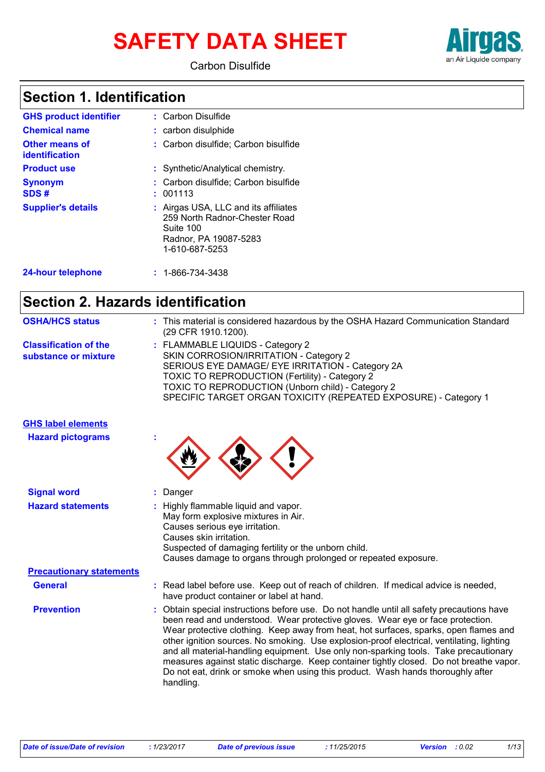# SAFETY DATA SHEET

Carbon Disulfide

Airgas
an Air Liquide company

## Section 1. Identification

| | | |
|---|---|---|
| **GHS product identifier** | : | Carbon Disulfide |
| **Chemical name** | : | carbon disulphide |
| **Other means of identification** | : | Carbon disulfide; Carbon bisulfide |
| **Product use** | : | Synthetic/Analytical chemistry. |
| **Synonym** | : | Carbon disulfide; Carbon bisulfide |
| **SDS #** | : | 001113 |
| **Supplier's details** | : | Airgas USA, LLC and its affiliates<br>259 North Radnor-Chester Road<br>Suite 100<br>Radnor, PA 19087-5283<br>1-610-687-5253 |
| **24-hour telephone** | : | 1-866-734-3438 |

## Section 2. Hazards identification

**OSHA/HCS status** : This material is considered hazardous by the OSHA Hazard Communication Standard (29 CFR 1910.1200).

**Classification of the substance or mixture** :
FLAMMABLE LIQUIDS - Category 2
SKIN CORROSION/IRRITATION - Category 2
SERIOUS EYE DAMAGE/ EYE IRRITATION - Category 2A
TOXIC TO REPRODUCTION (Fertility) - Category 2
TOXIC TO REPRODUCTION (Unborn child) - Category 2
SPECIFIC TARGET ORGAN TOXICITY (REPEATED EXPOSURE) - Category 1

**GHS label elements**

**Hazard pictograms** :

**Signal word** : Danger

**Hazard statements** :
Highly flammable liquid and vapor.
May form explosive mixtures in Air.
Causes serious eye irritation.
Causes skin irritation.
Suspected of damaging fertility or the unborn child.
Causes damage to organs through prolonged or repeated exposure.

**Precautionary statements**

**General** : Read label before use. Keep out of reach of children. If medical advice is needed, have product container or label at hand.

**Prevention** : Obtain special instructions before use. Do not handle until all safety precautions have been read and understood. Wear protective gloves. Wear eye or face protection. Wear protective clothing. Keep away from heat, hot surfaces, sparks, open flames and other ignition sources. No smoking. Use explosion-proof electrical, ventilating, lighting and all material-handling equipment. Use only non-sparking tools. Take precautionary measures against static discharge. Keep container tightly closed. Do not breathe vapor. Do not eat, drink or smoke when using this product. Wash hands thoroughly after handling.

| Date of issue/Date of revision | : 1/23/2017 | Date of previous issue | : 11/25/2015 | Version | : 0.02 |
|---|---|---|---|---|---|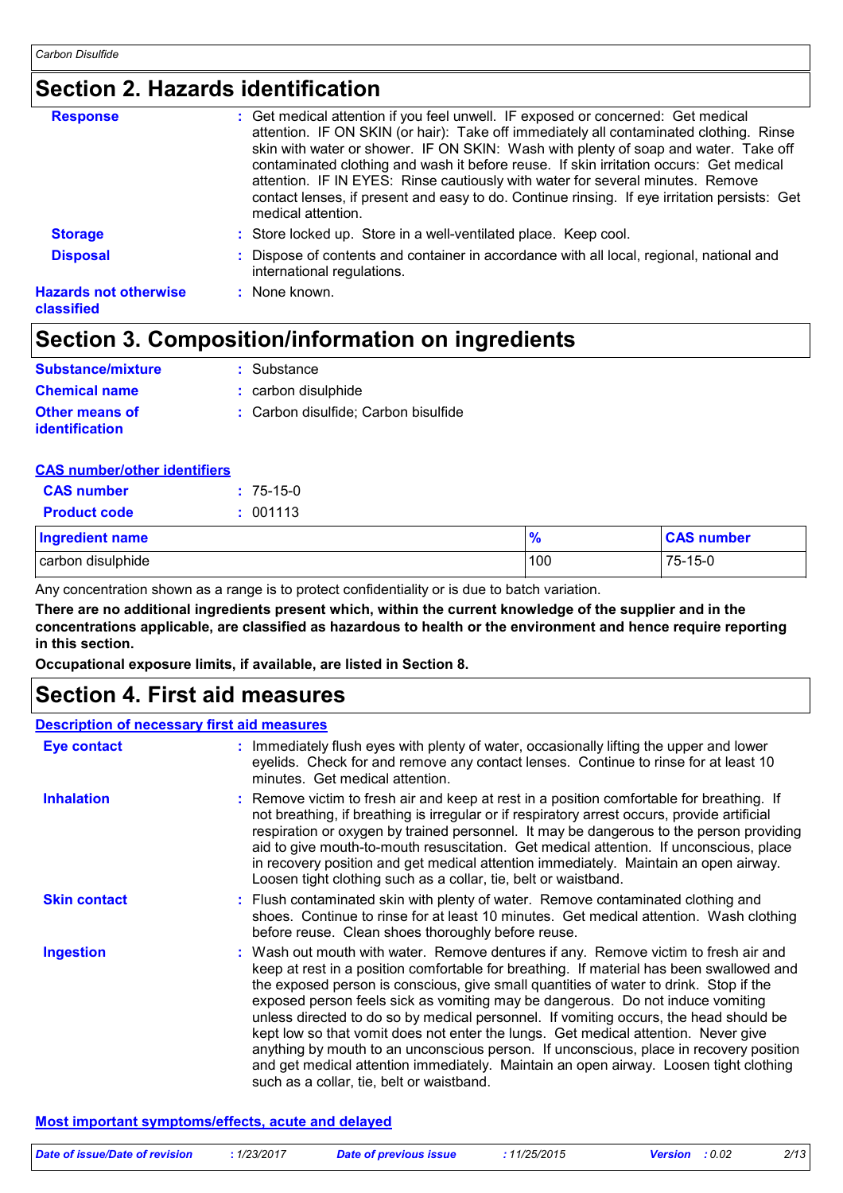## Section 2. Hazards identification

**Response** : Get medical attention if you feel unwell. IF exposed or concerned: Get medical attention. IF ON SKIN (or hair): Take off immediately all contaminated clothing. Rinse skin with water or shower. IF ON SKIN: Wash with plenty of soap and water. Take off contaminated clothing and wash it before reuse. If skin irritation occurs: Get medical attention. IF IN EYES: Rinse cautiously with water for several minutes. Remove contact lenses, if present and easy to do. Continue rinsing. If eye irritation persists: Get medical attention.

**Storage** : Store locked up. Store in a well-ventilated place. Keep cool.

**Disposal** : Dispose of contents and container in accordance with all local, regional, national and international regulations.

**Hazards not otherwise classified** : None known.

## Section 3. Composition/information on ingredients

**Substance/mixture** : Substance

**Chemical name** : carbon disulphide

**Other means of identification** : Carbon disulfide; Carbon bisulfide

**CAS number/other identifiers**

**CAS number** : 75-15-0

**Product code** : 001113

| Ingredient name | % | CAS number |
|---|---|---|
| carbon disulphide | 100 | 75-15-0 |

Any concentration shown as a range is to protect confidentiality or is due to batch variation.

**There are no additional ingredients present which, within the current knowledge of the supplier and in the concentrations applicable, are classified as hazardous to health or the environment and hence require reporting in this section.**

**Occupational exposure limits, if available, are listed in Section 8.**

## Section 4. First aid measures

**Description of necessary first aid measures**

**Eye contact** : Immediately flush eyes with plenty of water, occasionally lifting the upper and lower eyelids. Check for and remove any contact lenses. Continue to rinse for at least 10 minutes. Get medical attention.

**Inhalation** : Remove victim to fresh air and keep at rest in a position comfortable for breathing. If not breathing, if breathing is irregular or if respiratory arrest occurs, provide artificial respiration or oxygen by trained personnel. It may be dangerous to the person providing aid to give mouth-to-mouth resuscitation. Get medical attention. If unconscious, place in recovery position and get medical attention immediately. Maintain an open airway. Loosen tight clothing such as a collar, tie, belt or waistband.

**Skin contact** : Flush contaminated skin with plenty of water. Remove contaminated clothing and shoes. Continue to rinse for at least 10 minutes. Get medical attention. Wash clothing before reuse. Clean shoes thoroughly before reuse.

**Ingestion** : Wash out mouth with water. Remove dentures if any. Remove victim to fresh air and keep at rest in a position comfortable for breathing. If material has been swallowed and the exposed person is conscious, give small quantities of water to drink. Stop if the exposed person feels sick as vomiting may be dangerous. Do not induce vomiting unless directed to do so by medical personnel. If vomiting occurs, the head should be kept low so that vomit does not enter the lungs. Get medical attention. Never give anything by mouth to an unconscious person. If unconscious, place in recovery position and get medical attention immediately. Maintain an open airway. Loosen tight clothing such as a collar, tie, belt or waistband.

**Most important symptoms/effects, acute and delayed**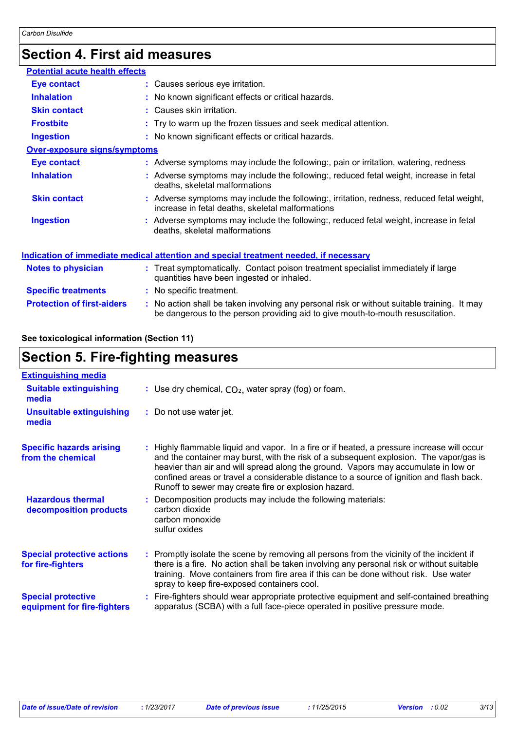## Section 4. First aid measures

**Potential acute health effects**

| | |
|---|---|
| **Eye contact** | : Causes serious eye irritation. |
| **Inhalation** | : No known significant effects or critical hazards. |
| **Skin contact** | : Causes skin irritation. |
| **Frostbite** | : Try to warm up the frozen tissues and seek medical attention. |
| **Ingestion** | : No known significant effects or critical hazards. |

**Over-exposure signs/symptoms**

| | |
|---|---|
| **Eye contact** | : Adverse symptoms may include the following:, pain or irritation, watering, redness |
| **Inhalation** | : Adverse symptoms may include the following:, reduced fetal weight, increase in fetal deaths, skeletal malformations |
| **Skin contact** | : Adverse symptoms may include the following:, irritation, redness, reduced fetal weight, increase in fetal deaths, skeletal malformations |
| **Ingestion** | : Adverse symptoms may include the following:, reduced fetal weight, increase in fetal deaths, skeletal malformations |

**Indication of immediate medical attention and special treatment needed, if necessary**

| | |
|---|---|
| **Notes to physician** | : Treat symptomatically. Contact poison treatment specialist immediately if large quantities have been ingested or inhaled. |
| **Specific treatments** | : No specific treatment. |
| **Protection of first-aiders** | : No action shall be taken involving any personal risk or without suitable training. It may be dangerous to the person providing aid to give mouth-to-mouth resuscitation. |

**See toxicological information (Section 11)**

## Section 5. Fire-fighting measures

**Extinguishing media**

| | |
|---|---|
| **Suitable extinguishing media** | : Use dry chemical, $CO_2$, water spray (fog) or foam. |
| **Unsuitable extinguishing media** | : Do not use water jet. |
| **Specific hazards arising from the chemical** | : Highly flammable liquid and vapor. In a fire or if heated, a pressure increase will occur and the container may burst, with the risk of a subsequent explosion. The vapor/gas is heavier than air and will spread along the ground. Vapors may accumulate in low or confined areas or travel a considerable distance to a source of ignition and flash back. Runoff to sewer may create fire or explosion hazard. |
| **Hazardous thermal decomposition products** | : Decomposition products may include the following materials: carbon dioxide, carbon monoxide, sulfur oxides |
| **Special protective actions for fire-fighters** | : Promptly isolate the scene by removing all persons from the vicinity of the incident if there is a fire. No action shall be taken involving any personal risk or without suitable training. Move containers from fire area if this can be done without risk. Use water spray to keep fire-exposed containers cool. |
| **Special protective equipment for fire-fighters** | : Fire-fighters should wear appropriate protective equipment and self-contained breathing apparatus (SCBA) with a full face-piece operated in positive pressure mode. |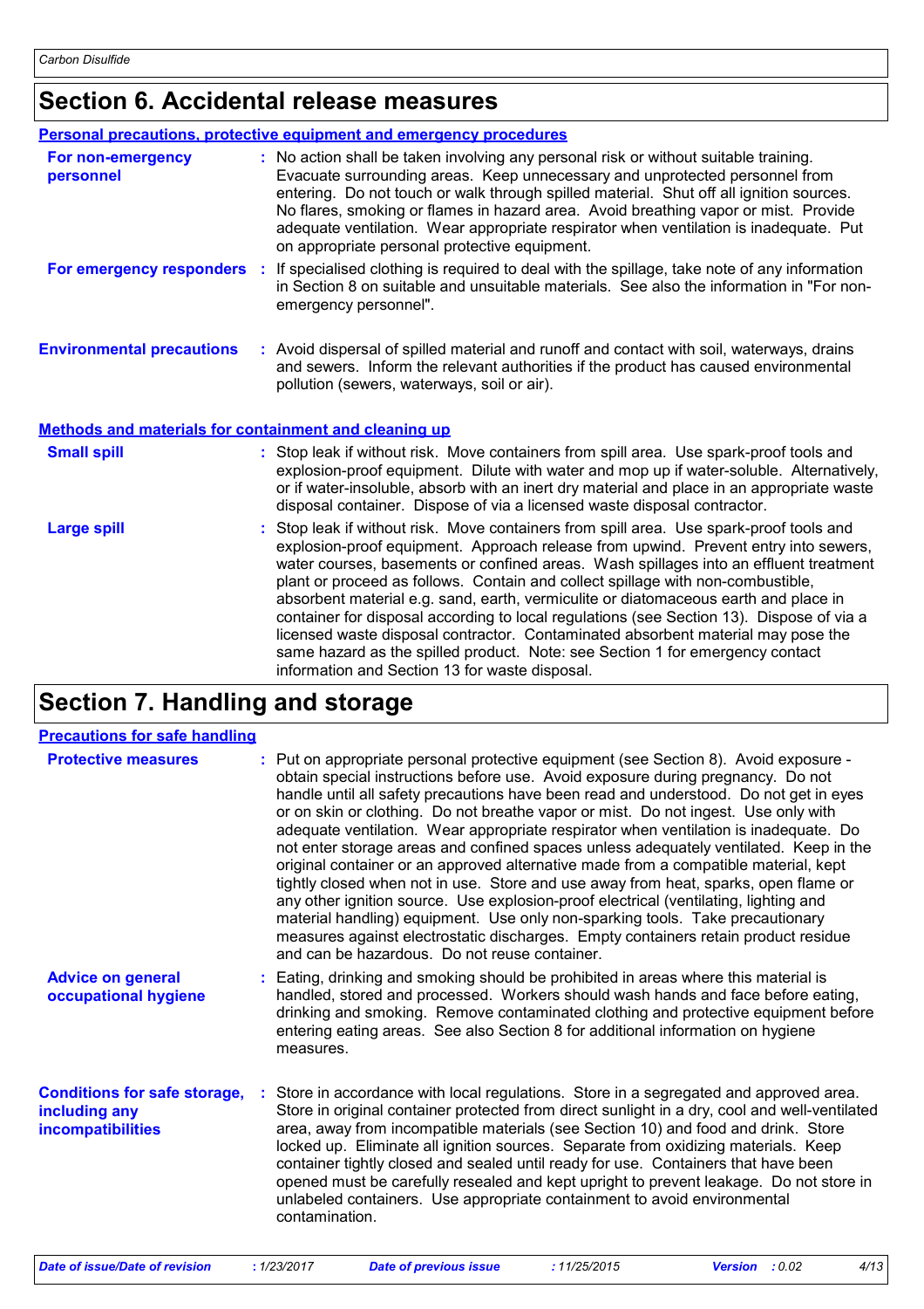## Section 6. Accidental release measures

### Personal precautions, protective equipment and emergency procedures

**For non-emergency personnel** : No action shall be taken involving any personal risk or without suitable training. Evacuate surrounding areas. Keep unnecessary and unprotected personnel from entering. Do not touch or walk through spilled material. Shut off all ignition sources. No flares, smoking or flames in hazard area. Avoid breathing vapor or mist. Provide adequate ventilation. Wear appropriate respirator when ventilation is inadequate. Put on appropriate personal protective equipment.

**For emergency responders** : If specialised clothing is required to deal with the spillage, take note of any information in Section 8 on suitable and unsuitable materials. See also the information in "For non-emergency personnel".

**Environmental precautions** : Avoid dispersal of spilled material and runoff and contact with soil, waterways, drains and sewers. Inform the relevant authorities if the product has caused environmental pollution (sewers, waterways, soil or air).

### Methods and materials for containment and cleaning up

**Small spill** : Stop leak if without risk. Move containers from spill area. Use spark-proof tools and explosion-proof equipment. Dilute with water and mop up if water-soluble. Alternatively, or if water-insoluble, absorb with an inert dry material and place in an appropriate waste disposal container. Dispose of via a licensed waste disposal contractor.

**Large spill** : Stop leak if without risk. Move containers from spill area. Use spark-proof tools and explosion-proof equipment. Approach release from upwind. Prevent entry into sewers, water courses, basements or confined areas. Wash spillages into an effluent treatment plant or proceed as follows. Contain and collect spillage with non-combustible, absorbent material e.g. sand, earth, vermiculite or diatomaceous earth and place in container for disposal according to local regulations (see Section 13). Dispose of via a licensed waste disposal contractor. Contaminated absorbent material may pose the same hazard as the spilled product. Note: see Section 1 for emergency contact information and Section 13 for waste disposal.

## Section 7. Handling and storage

### Precautions for safe handling

**Protective measures** : Put on appropriate personal protective equipment (see Section 8). Avoid exposure - obtain special instructions before use. Avoid exposure during pregnancy. Do not handle until all safety precautions have been read and understood. Do not get in eyes or on skin or clothing. Do not breathe vapor or mist. Do not ingest. Use only with adequate ventilation. Wear appropriate respirator when ventilation is inadequate. Do not enter storage areas and confined spaces unless adequately ventilated. Keep in the original container or an approved alternative made from a compatible material, kept tightly closed when not in use. Store and use away from heat, sparks, open flame or any other ignition source. Use explosion-proof electrical (ventilating, lighting and material handling) equipment. Use only non-sparking tools. Take precautionary measures against electrostatic discharges. Empty containers retain product residue and can be hazardous. Do not reuse container.

**Advice on general occupational hygiene** : Eating, drinking and smoking should be prohibited in areas where this material is handled, stored and processed. Workers should wash hands and face before eating, drinking and smoking. Remove contaminated clothing and protective equipment before entering eating areas. See also Section 8 for additional information on hygiene measures.

**Conditions for safe storage, including any incompatibilities** : Store in accordance with local regulations. Store in a segregated and approved area. Store in original container protected from direct sunlight in a dry, cool and well-ventilated area, away from incompatible materials (see Section 10) and food and drink. Store locked up. Eliminate all ignition sources. Separate from oxidizing materials. Keep container tightly closed and sealed until ready for use. Containers that have been opened must be carefully resealed and kept upright to prevent leakage. Do not store in unlabeled containers. Use appropriate containment to avoid environmental contamination.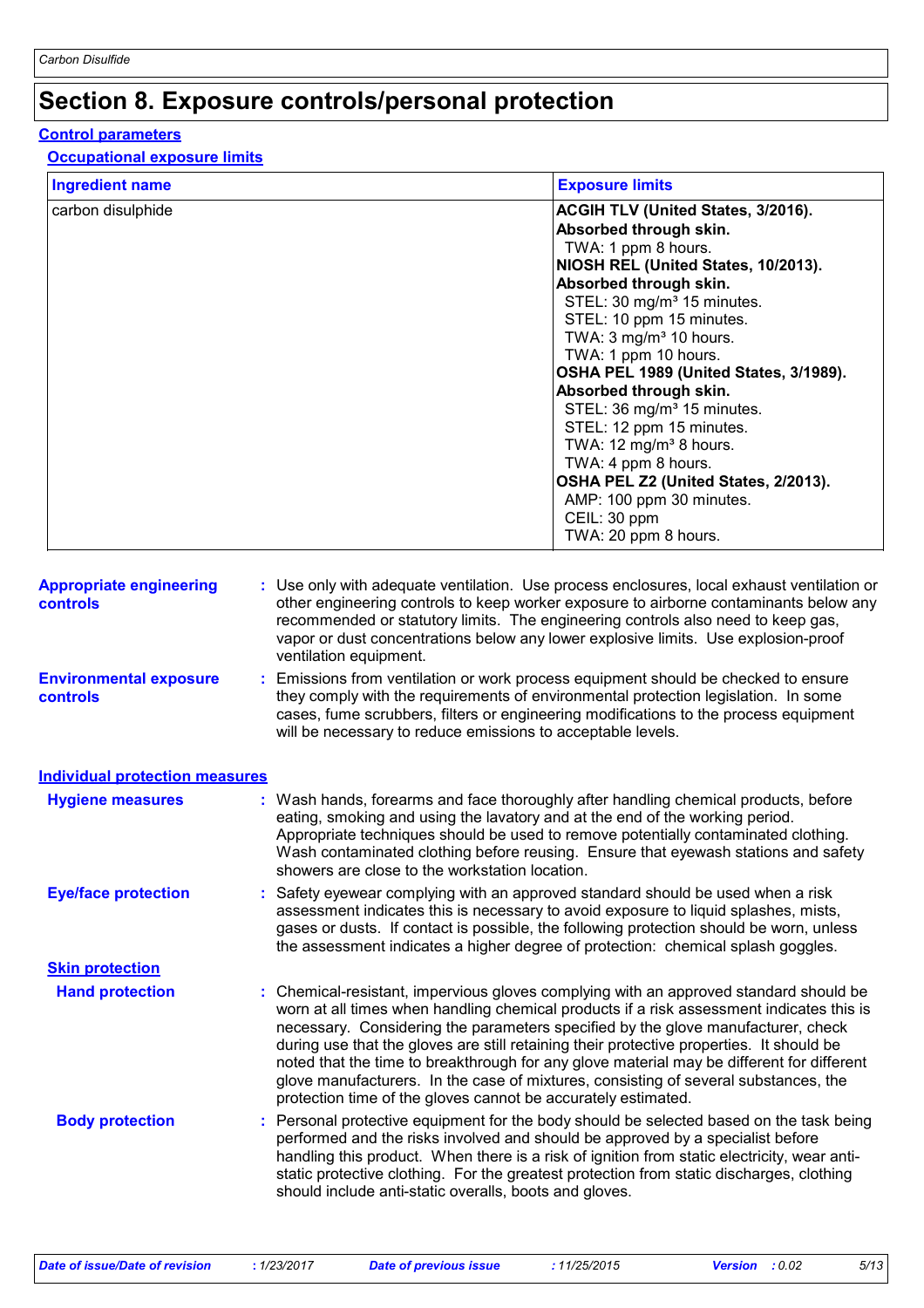# Section 8. Exposure controls/personal protection

## Control parameters

### Occupational exposure limits

| Ingredient name | Exposure limits |
| --- | --- |
| carbon disulphide | **ACGIH TLV (United States, 3/2016). Absorbed through skin.**<br>TWA: 1 ppm 8 hours.<br>**NIOSH REL (United States, 10/2013). Absorbed through skin.**<br>STEL: 30 mg/m³ 15 minutes.<br>STEL: 10 ppm 15 minutes.<br>TWA: 3 mg/m³ 10 hours.<br>TWA: 1 ppm 10 hours.<br>**OSHA PEL 1989 (United States, 3/1989). Absorbed through skin.**<br>STEL: 36 mg/m³ 15 minutes.<br>STEL: 12 ppm 15 minutes.<br>TWA: 12 mg/m³ 8 hours.<br>TWA: 4 ppm 8 hours.<br>**OSHA PEL Z2 (United States, 2/2013).**<br>AMP: 100 ppm 30 minutes.<br>CEIL: 30 ppm<br>TWA: 20 ppm 8 hours. |

**Appropriate engineering controls** : Use only with adequate ventilation. Use process enclosures, local exhaust ventilation or other engineering controls to keep worker exposure to airborne contaminants below any recommended or statutory limits. The engineering controls also need to keep gas, vapor or dust concentrations below any lower explosive limits. Use explosion-proof ventilation equipment.

**Environmental exposure controls** : Emissions from ventilation or work process equipment should be checked to ensure they comply with the requirements of environmental protection legislation. In some cases, fume scrubbers, filters or engineering modifications to the process equipment will be necessary to reduce emissions to acceptable levels.

## Individual protection measures

**Hygiene measures** : Wash hands, forearms and face thoroughly after handling chemical products, before eating, smoking and using the lavatory and at the end of the working period. Appropriate techniques should be used to remove potentially contaminated clothing. Wash contaminated clothing before reusing. Ensure that eyewash stations and safety showers are close to the workstation location.

**Eye/face protection** : Safety eyewear complying with an approved standard should be used when a risk assessment indicates this is necessary to avoid exposure to liquid splashes, mists, gases or dusts. If contact is possible, the following protection should be worn, unless the assessment indicates a higher degree of protection: chemical splash goggles.

### Skin protection

**Hand protection** : Chemical-resistant, impervious gloves complying with an approved standard should be worn at all times when handling chemical products if a risk assessment indicates this is necessary. Considering the parameters specified by the glove manufacturer, check during use that the gloves are still retaining their protective properties. It should be noted that the time to breakthrough for any glove material may be different for different glove manufacturers. In the case of mixtures, consisting of several substances, the protection time of the gloves cannot be accurately estimated.

**Body protection** : Personal protective equipment for the body should be selected based on the task being performed and the risks involved and should be approved by a specialist before handling this product. When there is a risk of ignition from static electricity, wear anti-static protective clothing. For the greatest protection from static discharges, clothing should include anti-static overalls, boots and gloves.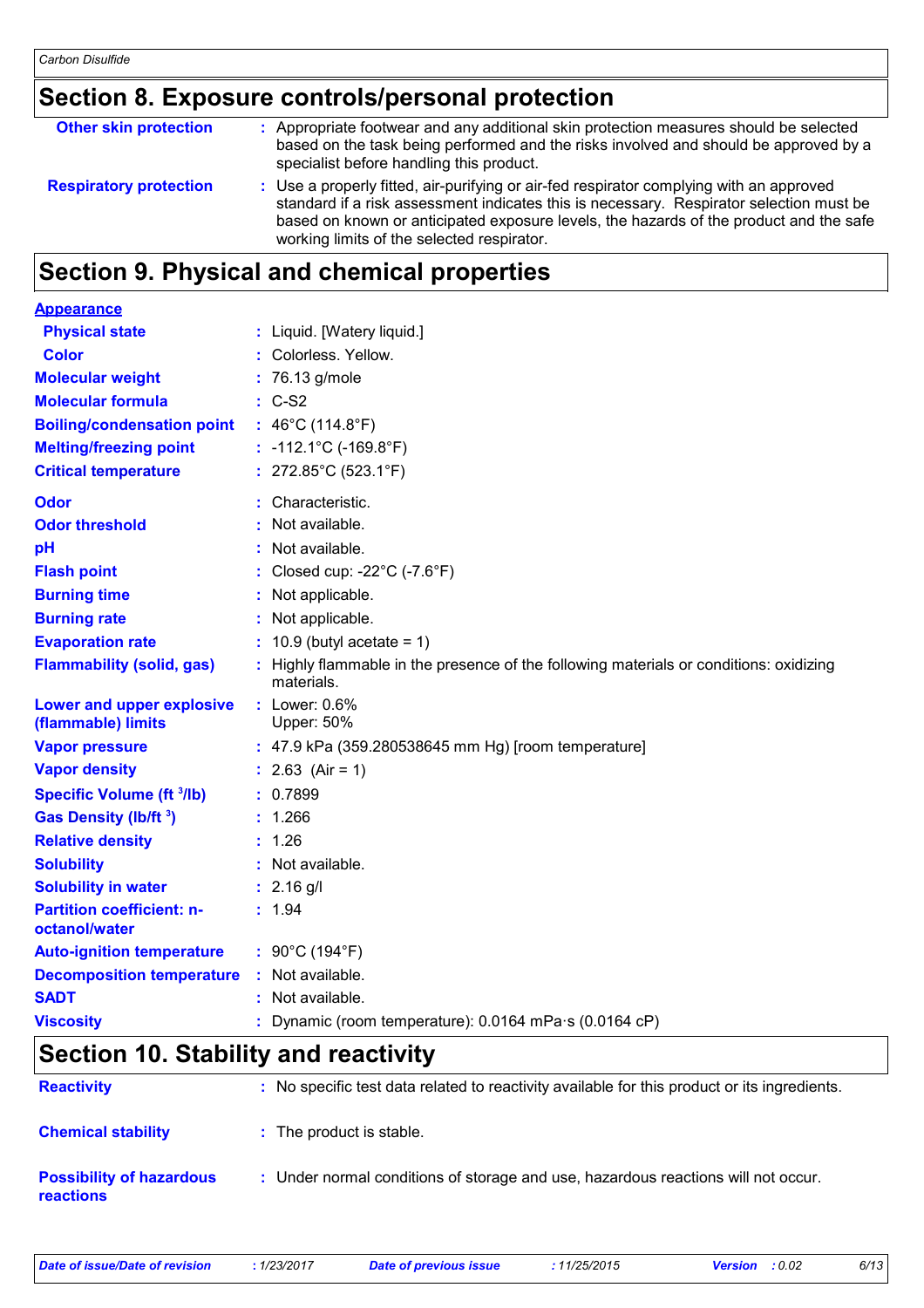## Section 8. Exposure controls/personal protection

| | |
|---|---|
| **Other skin protection** | : Appropriate footwear and any additional skin protection measures should be selected based on the task being performed and the risks involved and should be approved by a specialist before handling this product. |
| **Respiratory protection** | : Use a properly fitted, air-purifying or air-fed respirator complying with an approved standard if a risk assessment indicates this is necessary. Respirator selection must be based on known or anticipated exposure levels, the hazards of the product and the safe working limits of the selected respirator. |

## Section 9. Physical and chemical properties

**Appearance**

| | |
|---|---|
| **Physical state** | : Liquid. [Watery liquid.] |
| **Color** | : Colorless. Yellow. |
| **Molecular weight** | : 76.13 g/mole |
| **Molecular formula** | : C-S2 |
| **Boiling/condensation point** | : 46°C (114.8°F) |
| **Melting/freezing point** | : -112.1°C (-169.8°F) |
| **Critical temperature** | : 272.85°C (523.1°F) |
| **Odor** | : Characteristic. |
| **Odor threshold** | : Not available. |
| **pH** | : Not available. |
| **Flash point** | : Closed cup: -22°C (-7.6°F) |
| **Burning time** | : Not applicable. |
| **Burning rate** | : Not applicable. |
| **Evaporation rate** | : 10.9 (butyl acetate = 1) |
| **Flammability (solid, gas)** | : Highly flammable in the presence of the following materials or conditions: oxidizing materials. |
| **Lower and upper explosive (flammable) limits** | : Lower: 0.6%<br>Upper: 50% |
| **Vapor pressure** | : 47.9 kPa (359.280538645 mm Hg) [room temperature] |
| **Vapor density** | : 2.63 (Air = 1) |
| **Specific Volume ($ft^3$/lb)** | : 0.7899 |
| **Gas Density (lb/$ft^3$)** | : 1.266 |
| **Relative density** | : 1.26 |
| **Solubility** | : Not available. |
| **Solubility in water** | : 2.16 g/l |
| **Partition coefficient: n-octanol/water** | : 1.94 |
| **Auto-ignition temperature** | : 90°C (194°F) |
| **Decomposition temperature** | : Not available. |
| **SADT** | : Not available. |
| **Viscosity** | : Dynamic (room temperature): 0.0164 mPa·s (0.0164 cP) |

## Section 10. Stability and reactivity

| | |
|---|---|
| **Reactivity** | : No specific test data related to reactivity available for this product or its ingredients. |
| **Chemical stability** | : The product is stable. |
| **Possibility of hazardous reactions** | : Under normal conditions of storage and use, hazardous reactions will not occur. |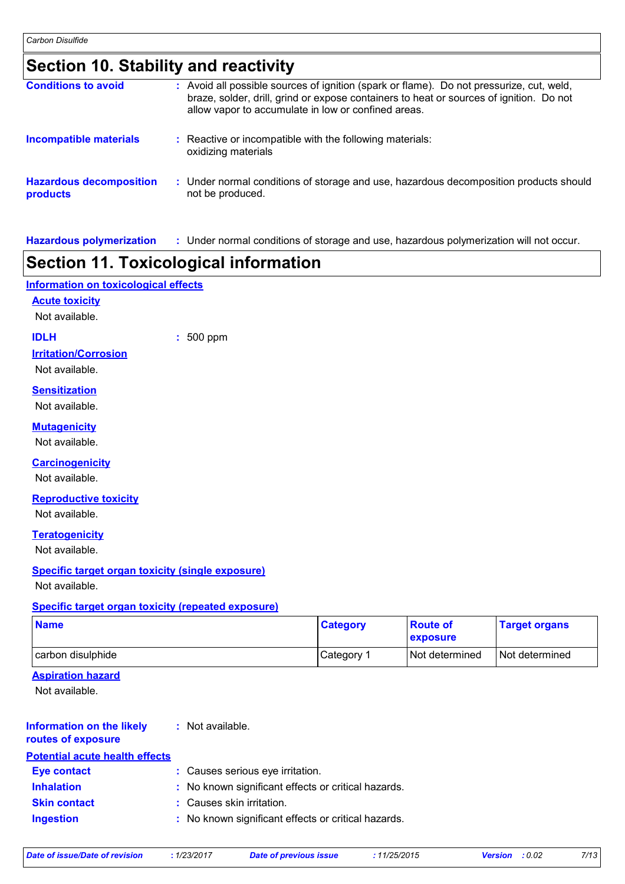## Section 10. Stability and reactivity

**Conditions to avoid** : Avoid all possible sources of ignition (spark or flame). Do not pressurize, cut, weld, braze, solder, drill, grind or expose containers to heat or sources of ignition. Do not allow vapor to accumulate in low or confined areas.

**Incompatible materials** : Reactive or incompatible with the following materials: oxidizing materials

**Hazardous decomposition products** : Under normal conditions of storage and use, hazardous decomposition products should not be produced.

**Hazardous polymerization** : Under normal conditions of storage and use, hazardous polymerization will not occur.

## Section 11. Toxicological information

### Information on toxicological effects

**Acute toxicity**

Not available.

**IDLH** : 500 ppm

**Irritation/Corrosion**

Not available.

**Sensitization**

Not available.

**Mutagenicity**

Not available.

**Carcinogenicity**

Not available.

**Reproductive toxicity**

Not available.

**Teratogenicity**

Not available.

**Specific target organ toxicity (single exposure)**

Not available.

**Specific target organ toxicity (repeated exposure)**

| Name | Category | Route of exposure | Target organs |
|---|---|---|---|
| carbon disulphide | Category 1 | Not determined | Not determined |

**Aspiration hazard**

Not available.

**Information on the likely routes of exposure** : Not available.

### Potential acute health effects

**Eye contact** : Causes serious eye irritation.

**Inhalation** : No known significant effects or critical hazards.

**Skin contact** : Causes skin irritation.

**Ingestion** : No known significant effects or critical hazards.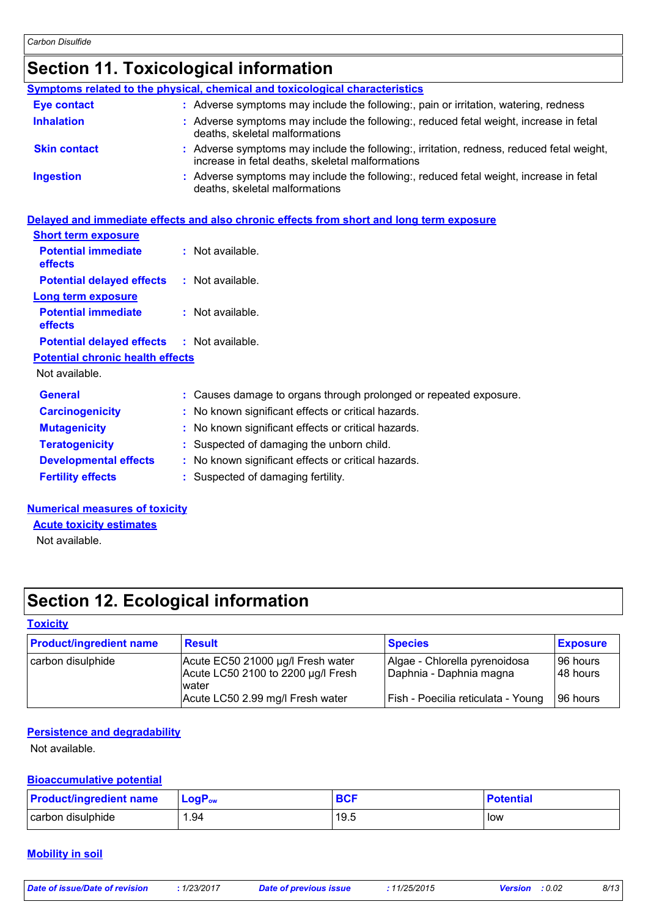# Section 11. Toxicological information

### Symptoms related to the physical, chemical and toxicological characteristics

**Eye contact** : Adverse symptoms may include the following:, pain or irritation, watering, redness

**Inhalation** : Adverse symptoms may include the following:, reduced fetal weight, increase in fetal deaths, skeletal malformations

**Skin contact** : Adverse symptoms may include the following:, irritation, redness, reduced fetal weight, increase in fetal deaths, skeletal malformations

**Ingestion** : Adverse symptoms may include the following:, reduced fetal weight, increase in fetal deaths, skeletal malformations

### Delayed and immediate effects and also chronic effects from short and long term exposure

**Short term exposure**

**Potential immediate effects** : Not available.

**Potential delayed effects** : Not available.

**Long term exposure**

**Potential immediate effects** : Not available.

**Potential delayed effects** : Not available.

**Potential chronic health effects**

Not available.

**General** : Causes damage to organs through prolonged or repeated exposure.

**Carcinogenicity** : No known significant effects or critical hazards.

**Mutagenicity** : No known significant effects or critical hazards.

**Teratogenicity** : Suspected of damaging the unborn child.

**Developmental effects** : No known significant effects or critical hazards.

**Fertility effects** : Suspected of damaging fertility.

### Numerical measures of toxicity

**Acute toxicity estimates**

Not available.

# Section 12. Ecological information

### Toxicity

| Product/ingredient name | Result | Species | Exposure |
|---|---|---|---|
| carbon disulphide | Acute EC50 21000 µg/l Fresh water | Algae - Chlorella pyrenoidosa | 96 hours |
| | Acute LC50 2100 to 2200 µg/l Fresh water | Daphnia - Daphnia magna | 48 hours |
| | Acute LC50 2.99 mg/l Fresh water | Fish - Poecilia reticulata - Young | 96 hours |

### Persistence and degradability

Not available.

### Bioaccumulative potential

| Product/ingredient name | $LogP_{ow}$ | BCF | Potential |
|---|---|---|---|
| carbon disulphide | 1.94 | 19.5 | low |

### Mobility in soil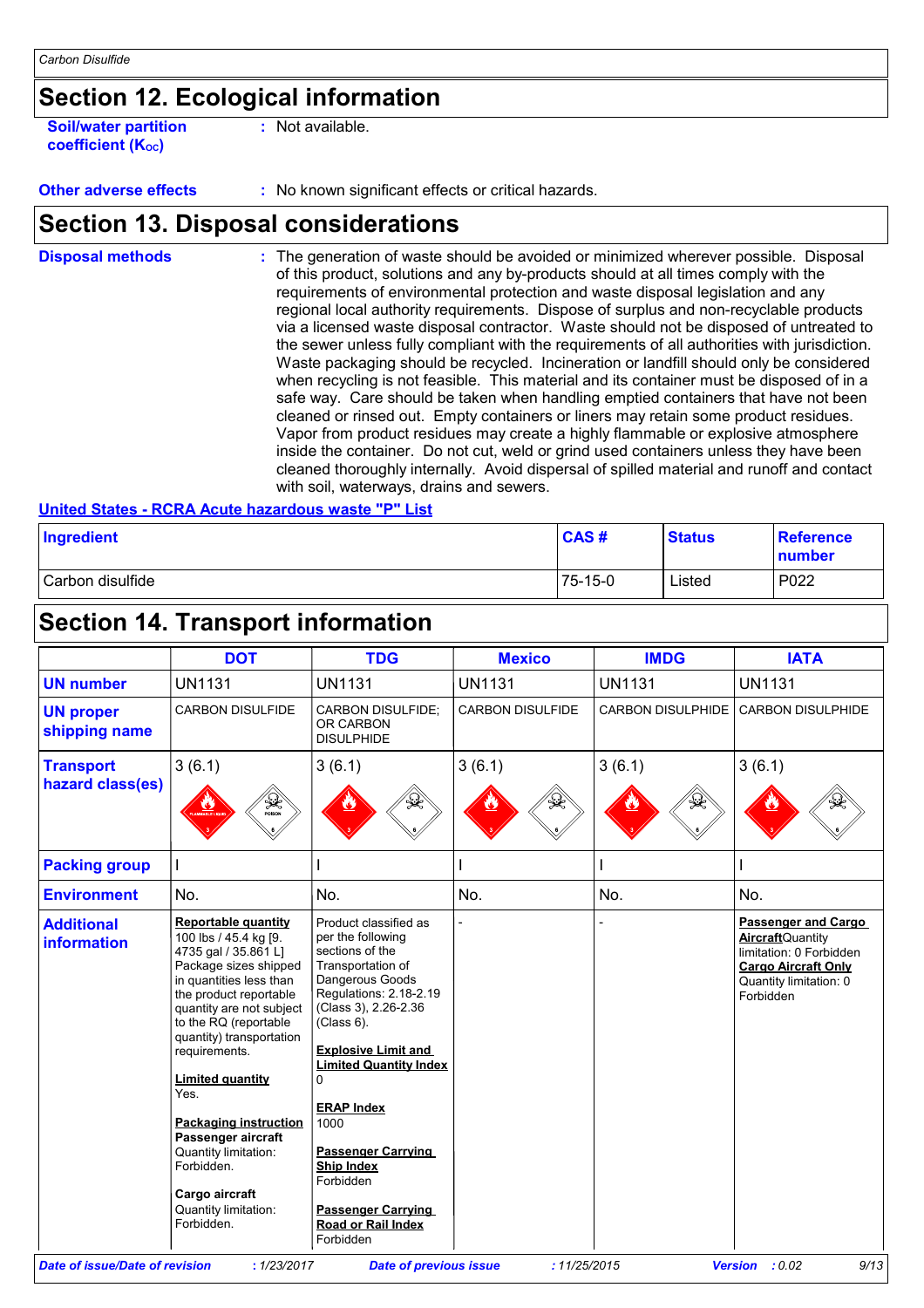## Section 12. Ecological information

**Soil/water partition coefficient ($K_{OC}$)** : Not available.

**Other adverse effects** : No known significant effects or critical hazards.

## Section 13. Disposal considerations

**Disposal methods** : The generation of waste should be avoided or minimized wherever possible. Disposal of this product, solutions and any by-products should at all times comply with the requirements of environmental protection and waste disposal legislation and any regional local authority requirements. Dispose of surplus and non-recyclable products via a licensed waste disposal contractor. Waste should not be disposed of untreated to the sewer unless fully compliant with the requirements of all authorities with jurisdiction. Waste packaging should be recycled. Incineration or landfill should only be considered when recycling is not feasible. This material and its container must be disposed of in a safe way. Care should be taken when handling emptied containers that have not been cleaned or rinsed out. Empty containers or liners may retain some product residues. Vapor from product residues may create a highly flammable or explosive atmosphere inside the container. Do not cut, weld or grind used containers unless they have been cleaned thoroughly internally. Avoid dispersal of spilled material and runoff and contact with soil, waterways, drains and sewers.

**United States - RCRA Acute hazardous waste "P" List**

| Ingredient | CAS # | Status | Reference number |
|---|---|---|---|
| Carbon disulfide | 75-15-0 | Listed | P022 |

## Section 14. Transport information

| | DOT | TDG | Mexico | IMDG | IATA |
|---|---|---|---|---|---|
| **UN number** | UN1131 | UN1131 | UN1131 | UN1131 | UN1131 |
| **UN proper shipping name** | CARBON DISULFIDE | CARBON DISULFIDE; OR CARBON DISULPHIDE | CARBON DISULFIDE | CARBON DISULPHIDE | CARBON DISULPHIDE |
| **Transport hazard class(es)** | 3 (6.1) | 3 (6.1) | 3 (6.1) | 3 (6.1) | 3 (6.1) |
| **Packing group** | I | I | I | I | I |
| **Environment** | No. | No. | No. | No. | No. |
| **Additional information** | **Reportable quantity** 100 lbs / 45.4 kg [9. 4735 gal / 35.861 L] Package sizes shipped in quantities less than the product reportable quantity are not subject to the RQ (reportable quantity) transportation requirements. **Limited quantity** Yes. **Packaging instruction** **Passenger aircraft** Quantity limitation: Forbidden. **Cargo aircraft** Quantity limitation: Forbidden. | Product classified as per the following sections of the Transportation of Dangerous Goods Regulations: 2.18-2.19 (Class 3), 2.26-2.36 (Class 6). **Explosive Limit and Limited Quantity Index** 0 **ERAP Index** 1000 **Passenger Carrying Ship Index** Forbidden **Passenger Carrying Road or Rail Index** Forbidden | - | - | **Passenger and Cargo Aircraft** Quantity limitation: 0 Forbidden **Cargo Aircraft Only** Quantity limitation: 0 Forbidden |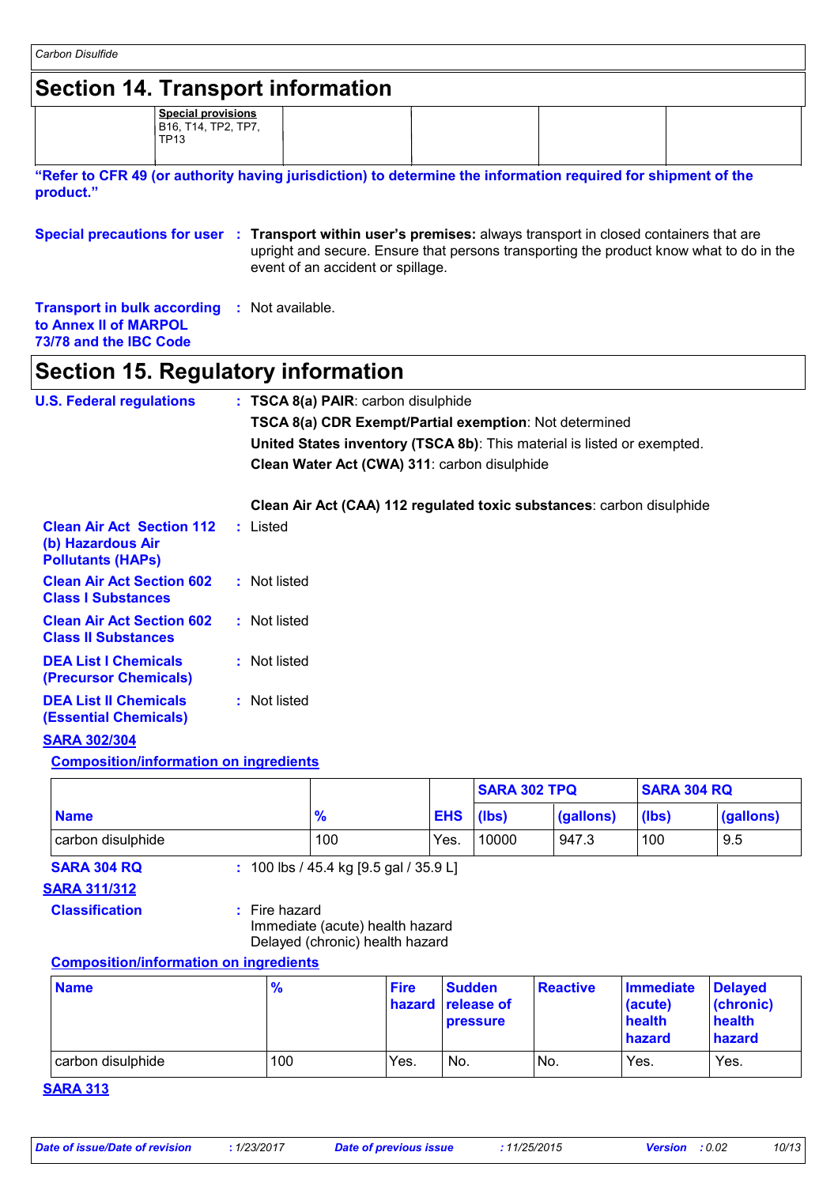## Section 14. Transport information

| | Special provisions | | | | |
|---|---|---|---|---|---|
| | B16, T14, TP2, TP7, TP13 | | | | |

**"Refer to CFR 49 (or authority having jurisdiction) to determine the information required for shipment of the product."**

**Special precautions for user** : **Transport within user's premises:** always transport in closed containers that are upright and secure. Ensure that persons transporting the product know what to do in the event of an accident or spillage.

**Transport in bulk according to Annex II of MARPOL 73/78 and the IBC Code** : Not available.

## Section 15. Regulatory information

**U.S. Federal regulations** : **TSCA 8(a) PAIR**: carbon disulphide

**TSCA 8(a) CDR Exempt/Partial exemption**: Not determined

**United States inventory (TSCA 8b)**: This material is listed or exempted.

**Clean Water Act (CWA) 311**: carbon disulphide

**Clean Air Act (CAA) 112 regulated toxic substances**: carbon disulphide

**Clean Air Act Section 112 (b) Hazardous Air Pollutants (HAPs)** : Listed

**Clean Air Act Section 602 Class I Substances** : Not listed

**Clean Air Act Section 602 Class II Substances** : Not listed

**DEA List I Chemicals (Precursor Chemicals)** : Not listed

**DEA List II Chemicals (Essential Chemicals)** : Not listed

**SARA 302/304**

**Composition/information on ingredients**

| | | | SARA 302 TPQ | | SARA 304 RQ | |
|---|---|---|---|---|---|---|
| **Name** | **%** | **EHS** | **(lbs)** | **(gallons)** | **(lbs)** | **(gallons)** |
| carbon disulphide | 100 | Yes. | 10000 | 947.3 | 100 | 9.5 |

**SARA 304 RQ** : 100 lbs / 45.4 kg [9.5 gal / 35.9 L]

**SARA 311/312**

**Classification** : Fire hazard
Immediate (acute) health hazard
Delayed (chronic) health hazard

**Composition/information on ingredients**

| Name | % | Fire hazard | Sudden release of pressure | Reactive | Immediate (acute) health hazard | Delayed (chronic) health hazard |
|---|---|---|---|---|---|---|
| carbon disulphide | 100 | Yes. | No. | No. | Yes. | Yes. |

**SARA 313**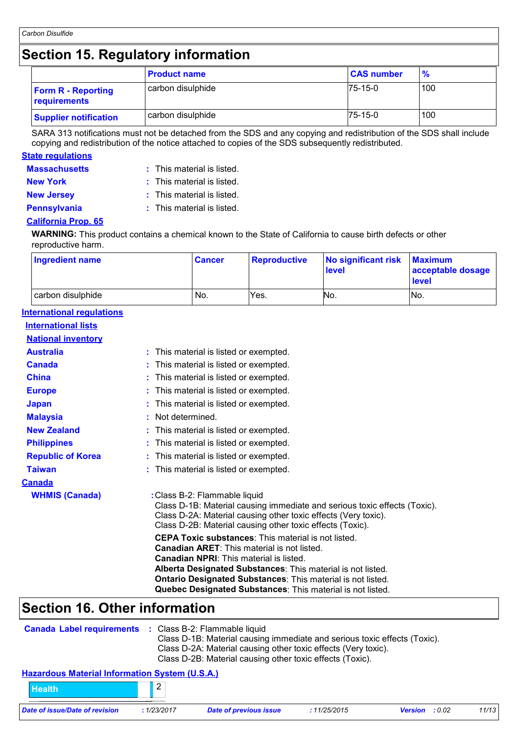# Section 15. Regulatory information

| | Product name | CAS number | % |
|---|---|---|---|
| **Form R - Reporting requirements** | carbon disulphide | 75-15-0 | 100 |
| **Supplier notification** | carbon disulphide | 75-15-0 | 100 |

SARA 313 notifications must not be detached from the SDS and any copying and redistribution of the SDS shall include copying and redistribution of the notice attached to copies of the SDS subsequently redistributed.

### State regulations

**Massachusetts** : This material is listed.

**New York** : This material is listed.

**New Jersey** : This material is listed.

**Pennsylvania** : This material is listed.

### California Prop. 65

**WARNING:** This product contains a chemical known to the State of California to cause birth defects or other reproductive harm.

| Ingredient name | Cancer | Reproductive | No significant risk level | Maximum acceptable dosage level |
|---|---|---|---|---|
| carbon disulphide | No. | Yes. | No. | No. |

### International regulations

#### International lists

#### National inventory

**Australia** : This material is listed or exempted.

**Canada** : This material is listed or exempted.

**China** : This material is listed or exempted.

**Europe** : This material is listed or exempted.

**Japan** : This material is listed or exempted.

**Malaysia** : Not determined.

**New Zealand** : This material is listed or exempted.

**Philippines** : This material is listed or exempted.

**Republic of Korea** : This material is listed or exempted.

**Taiwan** : This material is listed or exempted.

### Canada

**WHMIS (Canada)** : Class B-2: Flammable liquid
Class D-1B: Material causing immediate and serious toxic effects (Toxic).
Class D-2A: Material causing other toxic effects (Very toxic).
Class D-2B: Material causing other toxic effects (Toxic).

**CEPA Toxic substances**: This material is not listed.
**Canadian ARET**: This material is not listed.
**Canadian NPRI**: This material is listed.
**Alberta Designated Substances**: This material is not listed.
**Ontario Designated Substances**: This material is not listed.
**Quebec Designated Substances**: This material is not listed.

# Section 16. Other information

**Canada Label requirements** : Class B-2: Flammable liquid
Class D-1B: Material causing immediate and serious toxic effects (Toxic).
Class D-2A: Material causing other toxic effects (Very toxic).
Class D-2B: Material causing other toxic effects (Toxic).

### Hazardous Material Information System (U.S.A.)

| Health | 2 |
|---|---|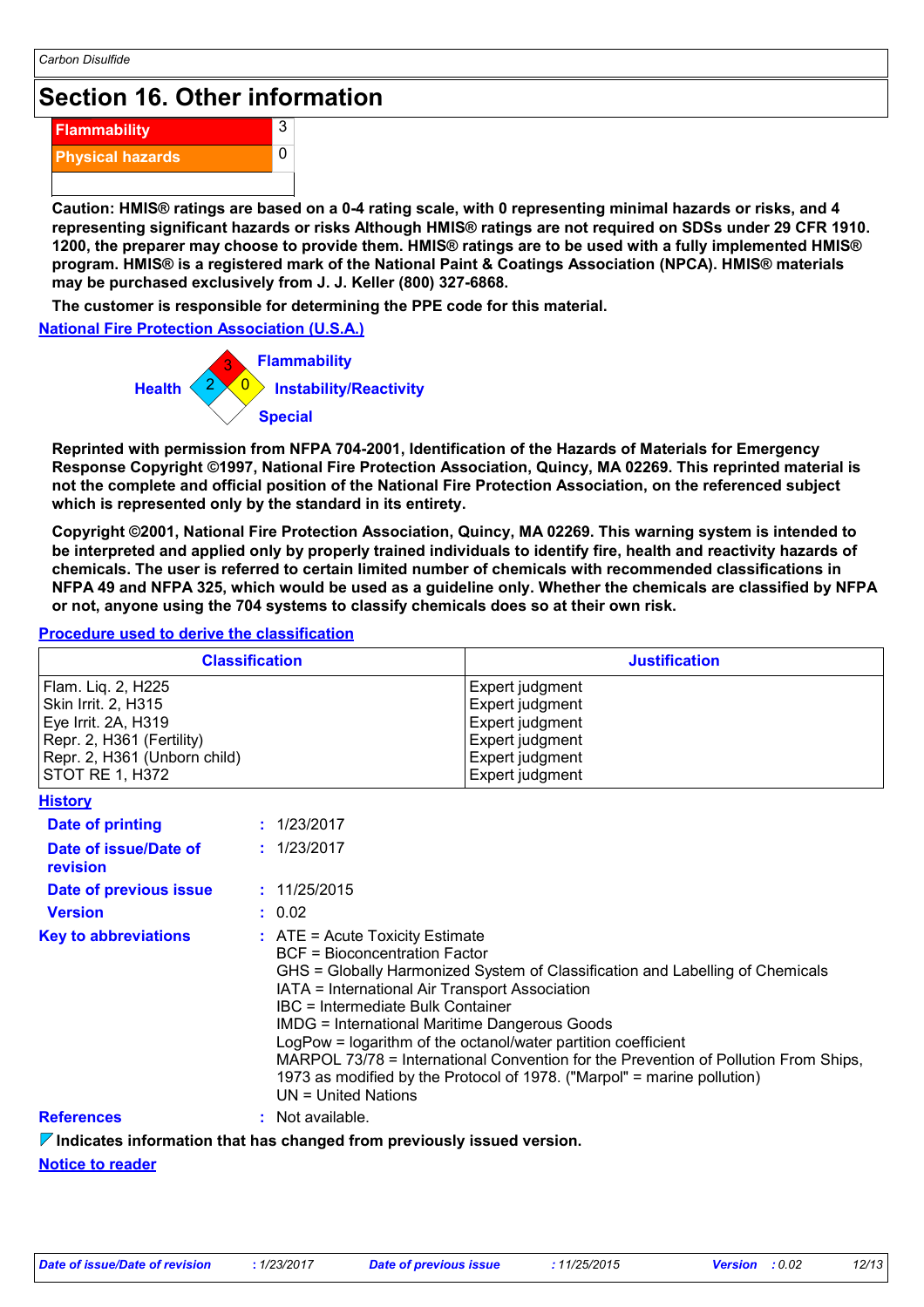## Section 16. Other information

| Flammability | 3 |
| --- | --- |
| Physical hazards | 0 |
| | |

**Caution: HMIS® ratings are based on a 0-4 rating scale, with 0 representing minimal hazards or risks, and 4 representing significant hazards or risks Although HMIS® ratings are not required on SDSs under 29 CFR 1910. 1200, the preparer may choose to provide them. HMIS® ratings are to be used with a fully implemented HMIS® program. HMIS® is a registered mark of the National Paint & Coatings Association (NPCA). HMIS® materials may be purchased exclusively from J. J. Keller (800) 327-6868.**

**The customer is responsible for determining the PPE code for this material.**

**National Fire Protection Association (U.S.A.)**

Flammability: 3
Health: 2
Instability/Reactivity: 0
Special:

**Reprinted with permission from NFPA 704-2001, Identification of the Hazards of Materials for Emergency Response Copyright ©1997, National Fire Protection Association, Quincy, MA 02269. This reprinted material is not the complete and official position of the National Fire Protection Association, on the referenced subject which is represented only by the standard in its entirety.**

**Copyright ©2001, National Fire Protection Association, Quincy, MA 02269. This warning system is intended to be interpreted and applied only by properly trained individuals to identify fire, health and reactivity hazards of chemicals. The user is referred to certain limited number of chemicals with recommended classifications in NFPA 49 and NFPA 325, which would be used as a guideline only. Whether the chemicals are classified by NFPA or not, anyone using the 704 systems to classify chemicals does so at their own risk.**

**Procedure used to derive the classification**

| Classification | Justification |
| --- | --- |
| Flam. Liq. 2, H225 | Expert judgment |
| Skin Irrit. 2, H315 | Expert judgment |
| Eye Irrit. 2A, H319 | Expert judgment |
| Repr. 2, H361 (Fertility) | Expert judgment |
| Repr. 2, H361 (Unborn child) | Expert judgment |
| STOT RE 1, H372 | Expert judgment |

**History**

**Date of printing** : 1/23/2017

**Date of issue/Date of revision** : 1/23/2017

**Date of previous issue** : 11/25/2015

**Version** : 0.02

**Key to abbreviations** : ATE = Acute Toxicity Estimate
BCF = Bioconcentration Factor
GHS = Globally Harmonized System of Classification and Labelling of Chemicals
IATA = International Air Transport Association
IBC = Intermediate Bulk Container
IMDG = International Maritime Dangerous Goods
LogPow = logarithm of the octanol/water partition coefficient
MARPOL 73/78 = International Convention for the Prevention of Pollution From Ships, 1973 as modified by the Protocol of 1978. ("Marpol" = marine pollution)
UN = United Nations

**References** : Not available.

**Indicates information that has changed from previously issued version.**

**Notice to reader**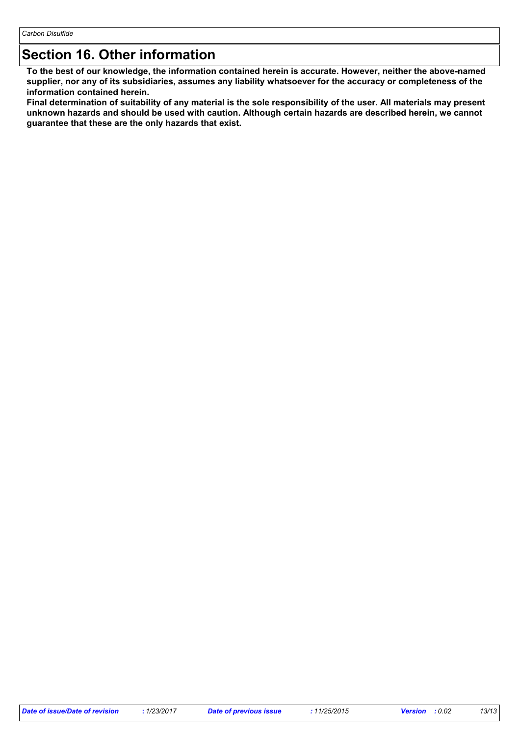# Section 16. Other information

**To the best of our knowledge, the information contained herein is accurate. However, neither the above-named supplier, nor any of its subsidiaries, assumes any liability whatsoever for the accuracy or completeness of the information contained herein.**

**Final determination of suitability of any material is the sole responsibility of the user. All materials may present unknown hazards and should be used with caution. Although certain hazards are described herein, we cannot guarantee that these are the only hazards that exist.**